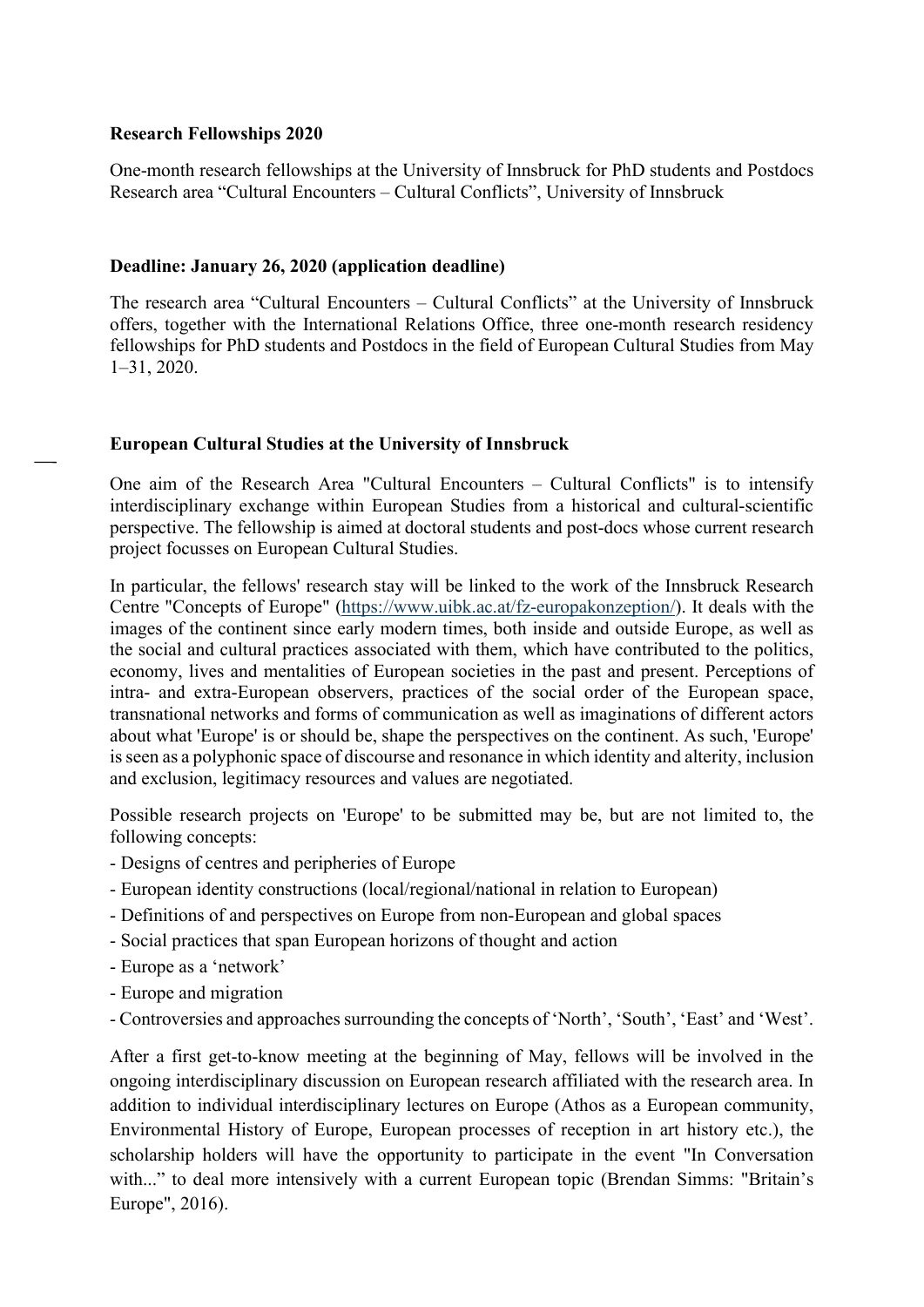**Research Fellowships 2020**

One-month research fellowships at the University of Innsbruck for PhD students and Postdocs
Research area "Cultural Encounters – Cultural Conflicts", University of Innsbruck

**Deadline: January 26, 2020 (application deadline)**

The research area "Cultural Encounters – Cultural Conflicts" at the University of Innsbruck offers, together with the International Relations Office, three one-month research residency fellowships for PhD students and Postdocs in the field of European Cultural Studies from May 1–31, 2020.

**European Cultural Studies at the University of Innsbruck**

One aim of the Research Area "Cultural Encounters – Cultural Conflicts" is to intensify interdisciplinary exchange within European Studies from a historical and cultural-scientific perspective. The fellowship is aimed at doctoral students and post-docs whose current research project focusses on European Cultural Studies.

In particular, the fellows' research stay will be linked to the work of the Innsbruck Research Centre "Concepts of Europe" (https://www.uibk.ac.at/fz-europakonzeption/). It deals with the images of the continent since early modern times, both inside and outside Europe, as well as the social and cultural practices associated with them, which have contributed to the politics, economy, lives and mentalities of European societies in the past and present. Perceptions of intra- and extra-European observers, practices of the social order of the European space, transnational networks and forms of communication as well as imaginations of different actors about what 'Europe' is or should be, shape the perspectives on the continent. As such, 'Europe' is seen as a polyphonic space of discourse and resonance in which identity and alterity, inclusion and exclusion, legitimacy resources and values are negotiated.

Possible research projects on 'Europe' to be submitted may be, but are not limited to, the following concepts:

- Designs of centres and peripheries of Europe
- European identity constructions (local/regional/national in relation to European)
- Definitions of and perspectives on Europe from non-European and global spaces
- Social practices that span European horizons of thought and action
- Europe as a 'network'
- Europe and migration
- Controversies and approaches surrounding the concepts of 'North', 'South', 'East' and 'West'.

After a first get-to-know meeting at the beginning of May, fellows will be involved in the ongoing interdisciplinary discussion on European research affiliated with the research area. In addition to individual interdisciplinary lectures on Europe (Athos as a European community, Environmental History of Europe, European processes of reception in art history etc.), the scholarship holders will have the opportunity to participate in the event "In Conversation with..." to deal more intensively with a current European topic (Brendan Simms: "Britain's Europe", 2016).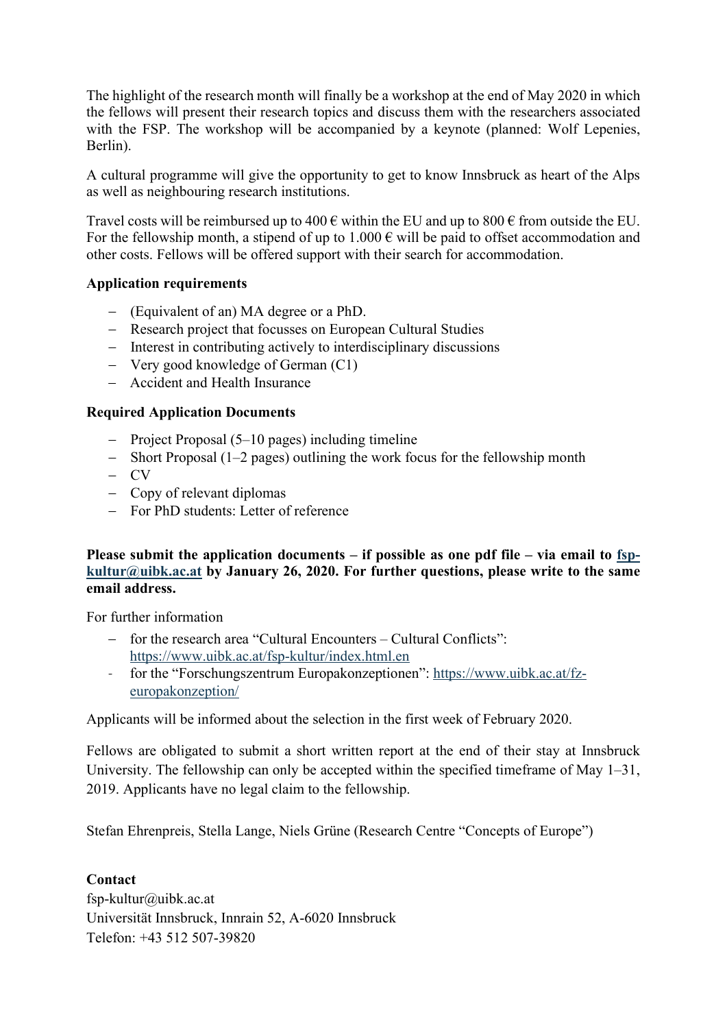The highlight of the research month will finally be a workshop at the end of May 2020 in which the fellows will present their research topics and discuss them with the researchers associated with the FSP. The workshop will be accompanied by a keynote (planned: Wolf Lepenies, Berlin).

A cultural programme will give the opportunity to get to know Innsbruck as heart of the Alps as well as neighbouring research institutions.

Travel costs will be reimbursed up to 400 € within the EU and up to 800 € from outside the EU. For the fellowship month, a stipend of up to 1.000 € will be paid to offset accommodation and other costs. Fellows will be offered support with their search for accommodation.

**Application requirements**

- (Equivalent of an) MA degree or a PhD.
- Research project that focusses on European Cultural Studies
- Interest in contributing actively to interdisciplinary discussions
- Very good knowledge of German (C1)
- Accident and Health Insurance

**Required Application Documents**

- Project Proposal (5–10 pages) including timeline
- Short Proposal (1–2 pages) outlining the work focus for the fellowship month
- CV
- Copy of relevant diplomas
- For PhD students: Letter of reference

**Please submit the application documents – if possible as one pdf file – via email to [fsp-kultur@uibk.ac.at](mailto:fsp-kultur@uibk.ac.at) by January 26, 2020. For further questions, please write to the same email address.**

For further information

- for the research area "Cultural Encounters – Cultural Conflicts": https://www.uibk.ac.at/fsp-kultur/index.html.en
- for the "Forschungszentrum Europakonzeptionen": https://www.uibk.ac.at/fz-europakonzeption/

Applicants will be informed about the selection in the first week of February 2020.

Fellows are obligated to submit a short written report at the end of their stay at Innsbruck University. The fellowship can only be accepted within the specified timeframe of May 1–31, 2019. Applicants have no legal claim to the fellowship.

Stefan Ehrenpreis, Stella Lange, Niels Grüne (Research Centre "Concepts of Europe")

**Contact**
fsp-kultur@uibk.ac.at
Universität Innsbruck, Innrain 52, A-6020 Innsbruck
Telefon: +43 512 507-39820